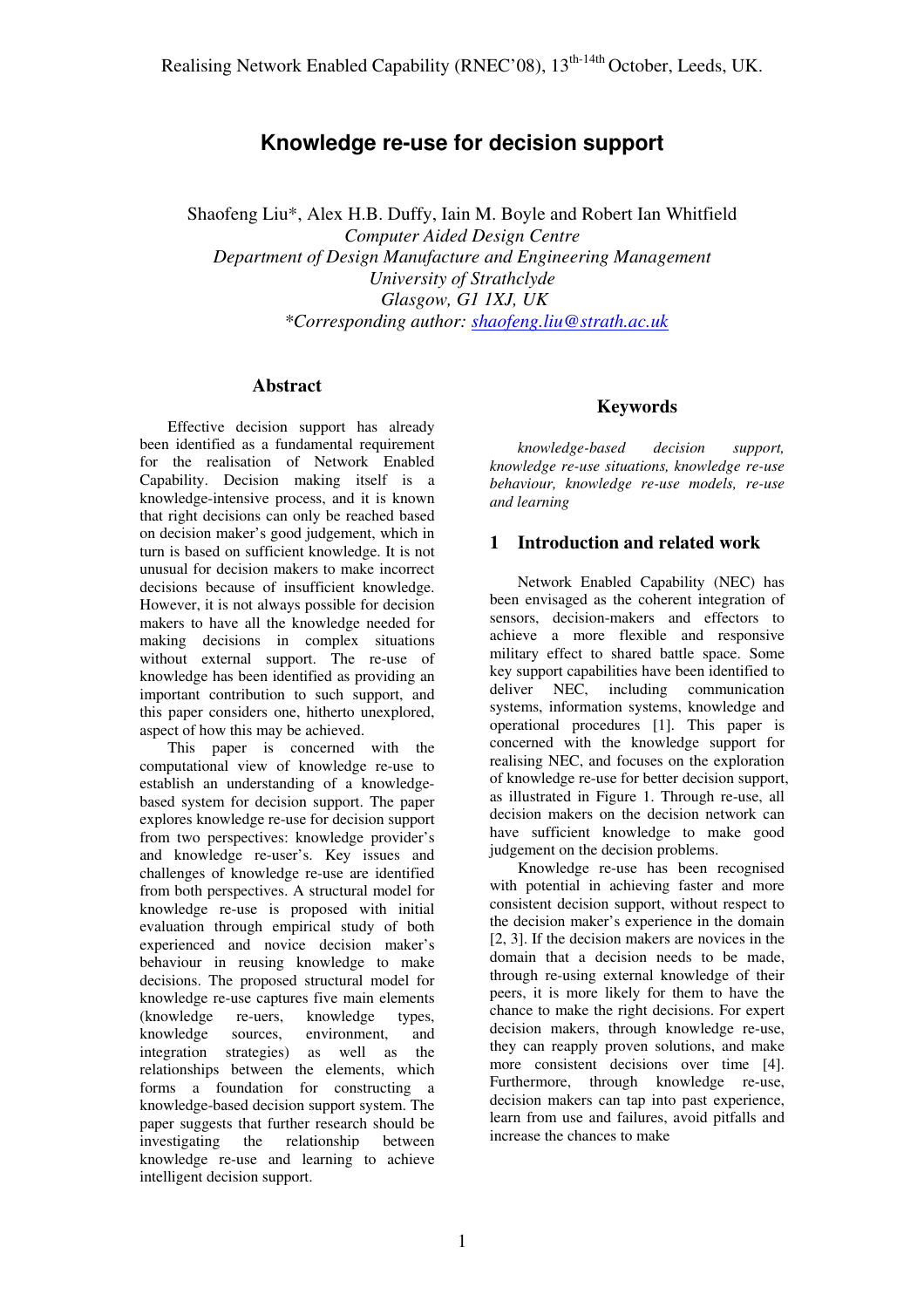# Knowledge re-use for decision support

Shaofeng Liu*, Alex H.B. Duffy, Iain M. Boyle and Robert Ian Whitfield
*Computer Aided Design Centre*
*Department of Design Manufacture and Engineering Management*
*University of Strathclyde*
*Glasgow, G1 1XJ, UK*
*\*Corresponding author: shaofeng.liu@strath.ac.uk*

## Abstract

Effective decision support has already been identified as a fundamental requirement for the realisation of Network Enabled Capability. Decision making itself is a knowledge-intensive process, and it is known that right decisions can only be reached based on decision maker's good judgement, which in turn is based on sufficient knowledge. It is not unusual for decision makers to make incorrect decisions because of insufficient knowledge. However, it is not always possible for decision makers to have all the knowledge needed for making decisions in complex situations without external support. The re-use of knowledge has been identified as providing an important contribution to such support, and this paper considers one, hitherto unexplored, aspect of how this may be achieved.

This paper is concerned with the computational view of knowledge re-use to establish an understanding of a knowledge-based system for decision support. The paper explores knowledge re-use for decision support from two perspectives: knowledge provider's and knowledge re-user's. Key issues and challenges of knowledge re-use are identified from both perspectives. A structural model for knowledge re-use is proposed with initial evaluation through empirical study of both experienced and novice decision maker's behaviour in reusing knowledge to make decisions. The proposed structural model for knowledge re-use captures five main elements (knowledge re-uers, knowledge types, knowledge sources, environment, and integration strategies) as well as the relationships between the elements, which forms a foundation for constructing a knowledge-based decision support system. The paper suggests that further research should be investigating the relationship between knowledge re-use and learning to achieve intelligent decision support.

## Keywords

*knowledge-based decision support, knowledge re-use situations, knowledge re-use behaviour, knowledge re-use models, re-use and learning*

## 1 Introduction and related work

Network Enabled Capability (NEC) has been envisaged as the coherent integration of sensors, decision-makers and effectors to achieve a more flexible and responsive military effect to shared battle space. Some key support capabilities have been identified to deliver NEC, including communication systems, information systems, knowledge and operational procedures [1]. This paper is concerned with the knowledge support for realising NEC, and focuses on the exploration of knowledge re-use for better decision support, as illustrated in Figure 1. Through re-use, all decision makers on the decision network can have sufficient knowledge to make good judgement on the decision problems.

Knowledge re-use has been recognised with potential in achieving faster and more consistent decision support, without respect to the decision maker's experience in the domain [2, 3]. If the decision makers are novices in the domain that a decision needs to be made, through re-using external knowledge of their peers, it is more likely for them to have the chance to make the right decisions. For expert decision makers, through knowledge re-use, they can reapply proven solutions, and make more consistent decisions over time [4]. Furthermore, through knowledge re-use, decision makers can tap into past experience, learn from use and failures, avoid pitfalls and increase the chances to make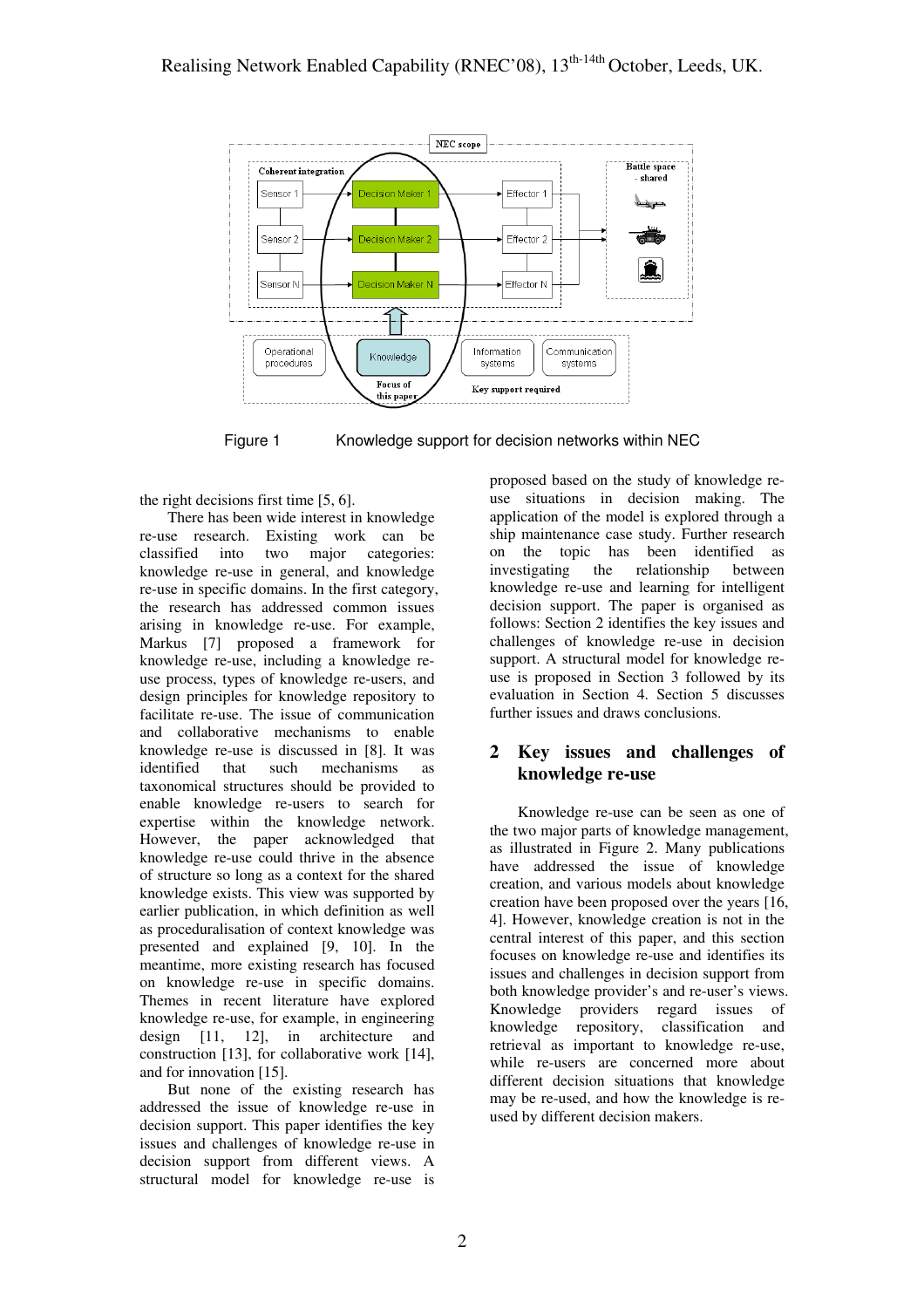Figure 1 Knowledge support for decision networks within NEC

the right decisions first time [5, 6].

There has been wide interest in knowledge re-use research. Existing work can be classified into two major categories: knowledge re-use in general, and knowledge re-use in specific domains. In the first category, the research has addressed common issues arising in knowledge re-use. For example, Markus [7] proposed a framework for knowledge re-use, including a knowledge re-use process, types of knowledge re-users, and design principles for knowledge repository to facilitate re-use. The issue of communication and collaborative mechanisms to enable knowledge re-use is discussed in [8]. It was identified that such mechanisms as taxonomical structures should be provided to enable knowledge re-users to search for expertise within the knowledge network. However, the paper acknowledged that knowledge re-use could thrive in the absence of structure so long as a context for the shared knowledge exists. This view was supported by earlier publication, in which definition as well as proceduralisation of context knowledge was presented and explained [9, 10]. In the meantime, more existing research has focused on knowledge re-use in specific domains. Themes in recent literature have explored knowledge re-use, for example, in engineering design [11, 12], in architecture and construction [13], for collaborative work [14], and for innovation [15].

But none of the existing research has addressed the issue of knowledge re-use in decision support. This paper identifies the key issues and challenges of knowledge re-use in decision support from different views. A structural model for knowledge re-use is proposed based on the study of knowledge re-use situations in decision making. The application of the model is explored through a ship maintenance case study. Further research on the topic has been identified as investigating the relationship between knowledge re-use and learning for intelligent decision support. The paper is organised as follows: Section 2 identifies the key issues and challenges of knowledge re-use in decision support. A structural model for knowledge re-use is proposed in Section 3 followed by its evaluation in Section 4. Section 5 discusses further issues and draws conclusions.

## 2 Key issues and challenges of knowledge re-use

Knowledge re-use can be seen as one of the two major parts of knowledge management, as illustrated in Figure 2. Many publications have addressed the issue of knowledge creation, and various models about knowledge creation have been proposed over the years [16, 4]. However, knowledge creation is not in the central interest of this paper, and this section focuses on knowledge re-use and identifies its issues and challenges in decision support from both knowledge provider's and re-user's views. Knowledge providers regard issues of knowledge repository, classification and retrieval as important to knowledge re-use, while re-users are concerned more about different decision situations that knowledge may be re-used, and how the knowledge is re-used by different decision makers.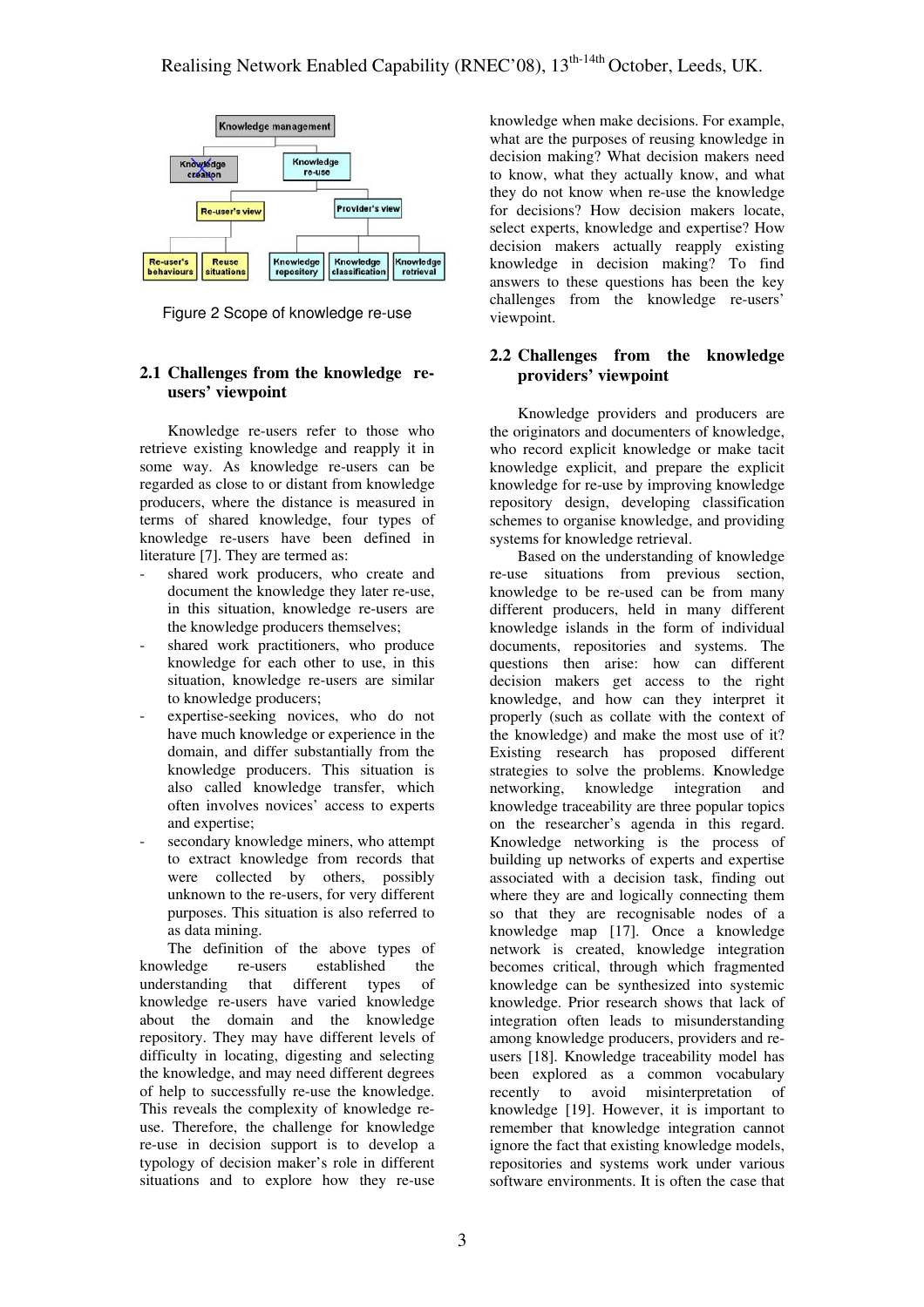Figure 2 Scope of knowledge re-use

## 2.1 Challenges from the knowledge re-users' viewpoint

Knowledge re-users refer to those who retrieve existing knowledge and reapply it in some way. As knowledge re-users can be regarded as close to or distant from knowledge producers, where the distance is measured in terms of shared knowledge, four types of knowledge re-users have been defined in literature [7]. They are termed as:

- shared work producers, who create and document the knowledge they later re-use, in this situation, knowledge re-users are the knowledge producers themselves;
- shared work practitioners, who produce knowledge for each other to use, in this situation, knowledge re-users are similar to knowledge producers;
- expertise-seeking novices, who do not have much knowledge or experience in the domain, and differ substantially from the knowledge producers. This situation is also called knowledge transfer, which often involves novices' access to experts and expertise;
- secondary knowledge miners, who attempt to extract knowledge from records that were collected by others, possibly unknown to the re-users, for very different purposes. This situation is also referred to as data mining.

The definition of the above types of knowledge re-users established the understanding that different types of knowledge re-users have varied knowledge about the domain and the knowledge repository. They may have different levels of difficulty in locating, digesting and selecting the knowledge, and may need different degrees of help to successfully re-use the knowledge. This reveals the complexity of knowledge re-use. Therefore, the challenge for knowledge re-use in decision support is to develop a typology of decision maker's role in different situations and to explore how they re-use knowledge when make decisions. For example, what are the purposes of reusing knowledge in decision making? What decision makers need to know, what they actually know, and what they do not know when re-use the knowledge for decisions? How decision makers locate, select experts, knowledge and expertise? How decision makers actually reapply existing knowledge in decision making? To find answers to these questions has been the key challenges from the knowledge re-users' viewpoint.

## 2.2 Challenges from the knowledge providers' viewpoint

Knowledge providers and producers are the originators and documenters of knowledge, who record explicit knowledge or make tacit knowledge explicit, and prepare the explicit knowledge for re-use by improving knowledge repository design, developing classification schemes to organise knowledge, and providing systems for knowledge retrieval.

Based on the understanding of knowledge re-use situations from previous section, knowledge to be re-used can be from many different producers, held in many different knowledge islands in the form of individual documents, repositories and systems. The questions then arise: how can different decision makers get access to the right knowledge, and how can they interpret it properly (such as collate with the context of the knowledge) and make the most use of it? Existing research has proposed different strategies to solve the problems. Knowledge networking, knowledge integration and knowledge traceability are three popular topics on the researcher's agenda in this regard. Knowledge networking is the process of building up networks of experts and expertise associated with a decision task, finding out where they are and logically connecting them so that they are recognisable nodes of a knowledge map [17]. Once a knowledge network is created, knowledge integration becomes critical, through which fragmented knowledge can be synthesized into systemic knowledge. Prior research shows that lack of integration often leads to misunderstanding among knowledge producers, providers and re-users [18]. Knowledge traceability model has been explored as a common vocabulary recently to avoid misinterpretation of knowledge [19]. However, it is important to remember that knowledge integration cannot ignore the fact that existing knowledge models, repositories and systems work under various software environments. It is often the case that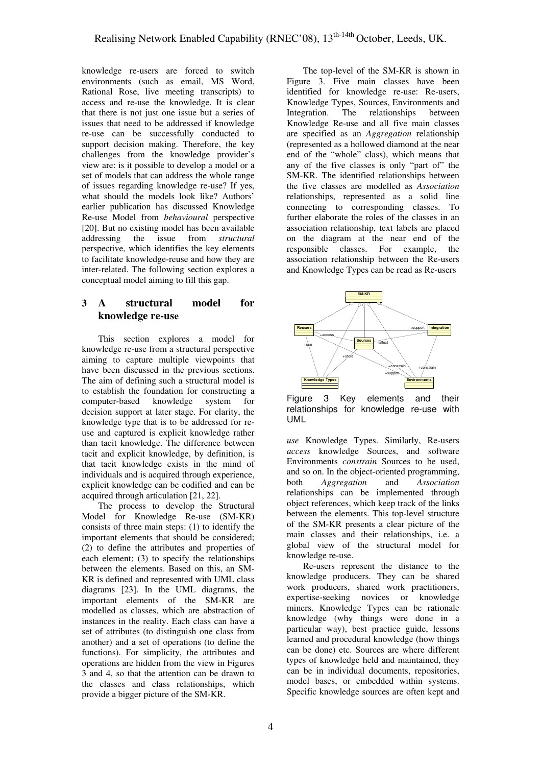knowledge re-users are forced to switch environments (such as email, MS Word, Rational Rose, live meeting transcripts) to access and re-use the knowledge. It is clear that there is not just one issue but a series of issues that need to be addressed if knowledge re-use can be successfully conducted to support decision making. Therefore, the key challenges from the knowledge provider's view are: is it possible to develop a model or a set of models that can address the whole range of issues regarding knowledge re-use? If yes, what should the models look like? Authors' earlier publication has discussed Knowledge Re-use Model from *behavioural* perspective [20]. But no existing model has been available addressing the issue from *structural* perspective, which identifies the key elements to facilitate knowledge-reuse and how they are inter-related. The following section explores a conceptual model aiming to fill this gap.

## 3 A structural model for knowledge re-use

This section explores a model for knowledge re-use from a structural perspective aiming to capture multiple viewpoints that have been discussed in the previous sections. The aim of defining such a structural model is to establish the foundation for constructing a computer-based knowledge system for decision support at later stage. For clarity, the knowledge type that is to be addressed for re-use and captured is explicit knowledge rather than tacit knowledge. The difference between tacit and explicit knowledge, by definition, is that tacit knowledge exists in the mind of individuals and is acquired through experience, explicit knowledge can be codified and can be acquired through articulation [21, 22].

The process to develop the Structural Model for Knowledge Re-use (SM-KR) consists of three main steps: (1) to identify the important elements that should be considered; (2) to define the attributes and properties of each element; (3) to specify the relationships between the elements. Based on this, an SM-KR is defined and represented with UML class diagrams [23]. In the UML diagrams, the important elements of the SM-KR are modelled as classes, which are abstraction of instances in the reality. Each class can have a set of attributes (to distinguish one class from another) and a set of operations (to define the functions). For simplicity, the attributes and operations are hidden from the view in Figures 3 and 4, so that the attention can be drawn to the classes and class relationships, which provide a bigger picture of the SM-KR.

The top-level of the SM-KR is shown in Figure 3. Five main classes have been identified for knowledge re-use: Re-users, Knowledge Types, Sources, Environments and Integration. The relationships between Knowledge Re-use and all five main classes are specified as an *Aggregation* relationship (represented as a hollowed diamond at the near end of the "whole" class), which means that any of the five classes is only "part of" the SM-KR. The identified relationships between the five classes are modelled as *Association* relationships, represented as a solid line connecting to corresponding classes. To further elaborate the roles of the classes in an association relationship, text labels are placed on the diagram at the near end of the responsible classes. For example, the association relationship between the Re-users and Knowledge Types can be read as Re-users

Figure 3 Key elements and their relationships for knowledge re-use with UML

*use* Knowledge Types. Similarly, Re-users *access* knowledge Sources, and software Environments *constrain* Sources to be used, and so on. In the object-oriented programming, both *Aggregation* and *Association* relationships can be implemented through object references, which keep track of the links between the elements. This top-level structure of the SM-KR presents a clear picture of the main classes and their relationships, i.e. a global view of the structural model for knowledge re-use.

Re-users represent the distance to the knowledge producers. They can be shared work producers, shared work practitioners, expertise-seeking novices or knowledge miners. Knowledge Types can be rationale knowledge (why things were done in a particular way), best practice guide, lessons learned and procedural knowledge (how things can be done) etc. Sources are where different types of knowledge held and maintained, they can be in individual documents, repositories, model bases, or embedded within systems. Specific knowledge sources are often kept and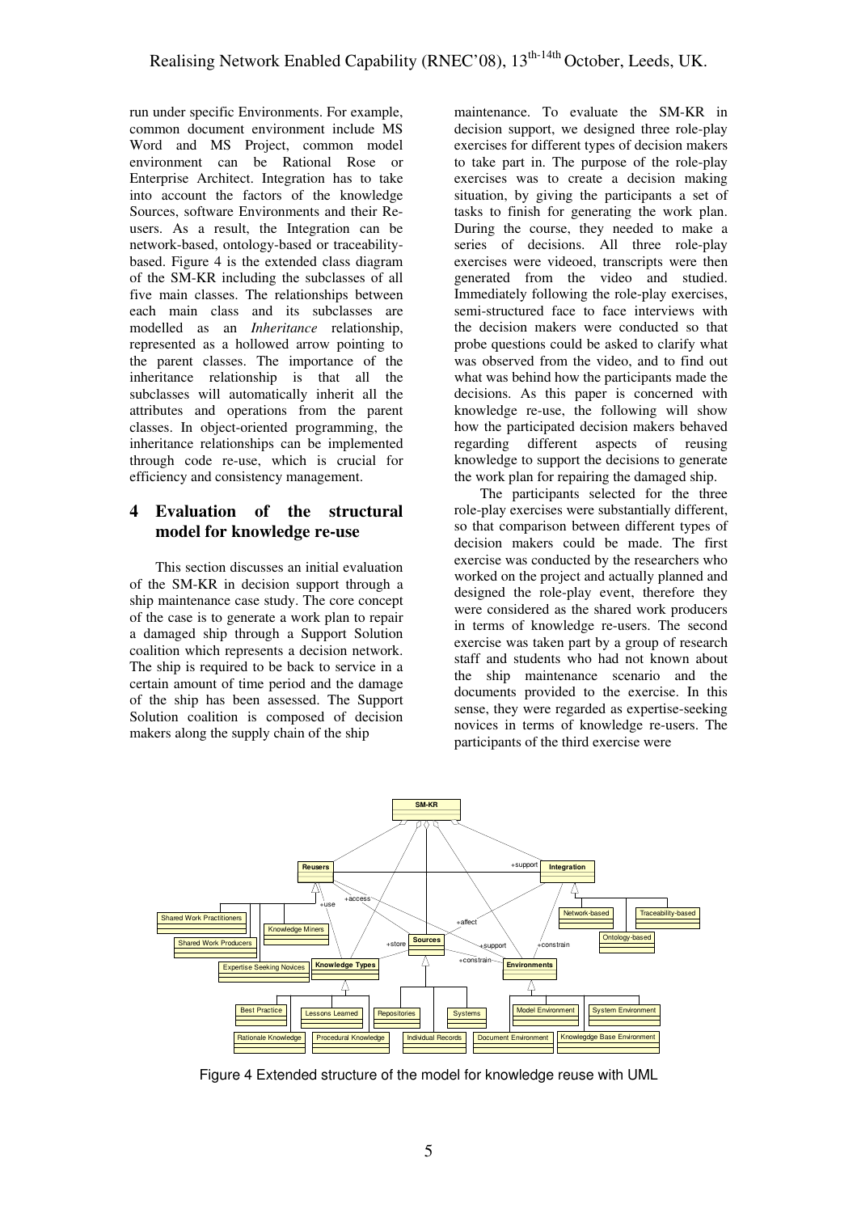run under specific Environments. For example, common document environment include MS Word and MS Project, common model environment can be Rational Rose or Enterprise Architect. Integration has to take into account the factors of the knowledge Sources, software Environments and their Re-users. As a result, the Integration can be network-based, ontology-based or traceability-based. Figure 4 is the extended class diagram of the SM-KR including the subclasses of all five main classes. The relationships between each main class and its subclasses are modelled as an *Inheritance* relationship, represented as a hollowed arrow pointing to the parent classes. The importance of the inheritance relationship is that all the subclasses will automatically inherit all the attributes and operations from the parent classes. In object-oriented programming, the inheritance relationships can be implemented through code re-use, which is crucial for efficiency and consistency management.

## 4 Evaluation of the structural model for knowledge re-use

This section discusses an initial evaluation of the SM-KR in decision support through a ship maintenance case study. The core concept of the case is to generate a work plan to repair a damaged ship through a Support Solution coalition which represents a decision network. The ship is required to be back to service in a certain amount of time period and the damage of the ship has been assessed. The Support Solution coalition is composed of decision makers along the supply chain of the ship maintenance. To evaluate the SM-KR in decision support, we designed three role-play exercises for different types of decision makers to take part in. The purpose of the role-play exercises was to create a decision making situation, by giving the participants a set of tasks to finish for generating the work plan. During the course, they needed to make a series of decisions. All three role-play exercises were videoed, transcripts were then generated from the video and studied. Immediately following the role-play exercises, semi-structured face to face interviews with the decision makers were conducted so that probe questions could be asked to clarify what was observed from the video, and to find out what was behind how the participants made the decisions. As this paper is concerned with knowledge re-use, the following will show how the participated decision makers behaved regarding different aspects of reusing knowledge to support the decisions to generate the work plan for repairing the damaged ship.

The participants selected for the three role-play exercises were substantially different, so that comparison between different types of decision makers could be made. The first exercise was conducted by the researchers who worked on the project and actually planned and designed the role-play event, therefore they were considered as the shared work producers in terms of knowledge re-users. The second exercise was taken part by a group of research staff and students who had not known about the ship maintenance scenario and the documents provided to the exercise. In this sense, they were regarded as expertise-seeking novices in terms of knowledge re-users. The participants of the third exercise were

Figure 4 Extended structure of the model for knowledge reuse with UML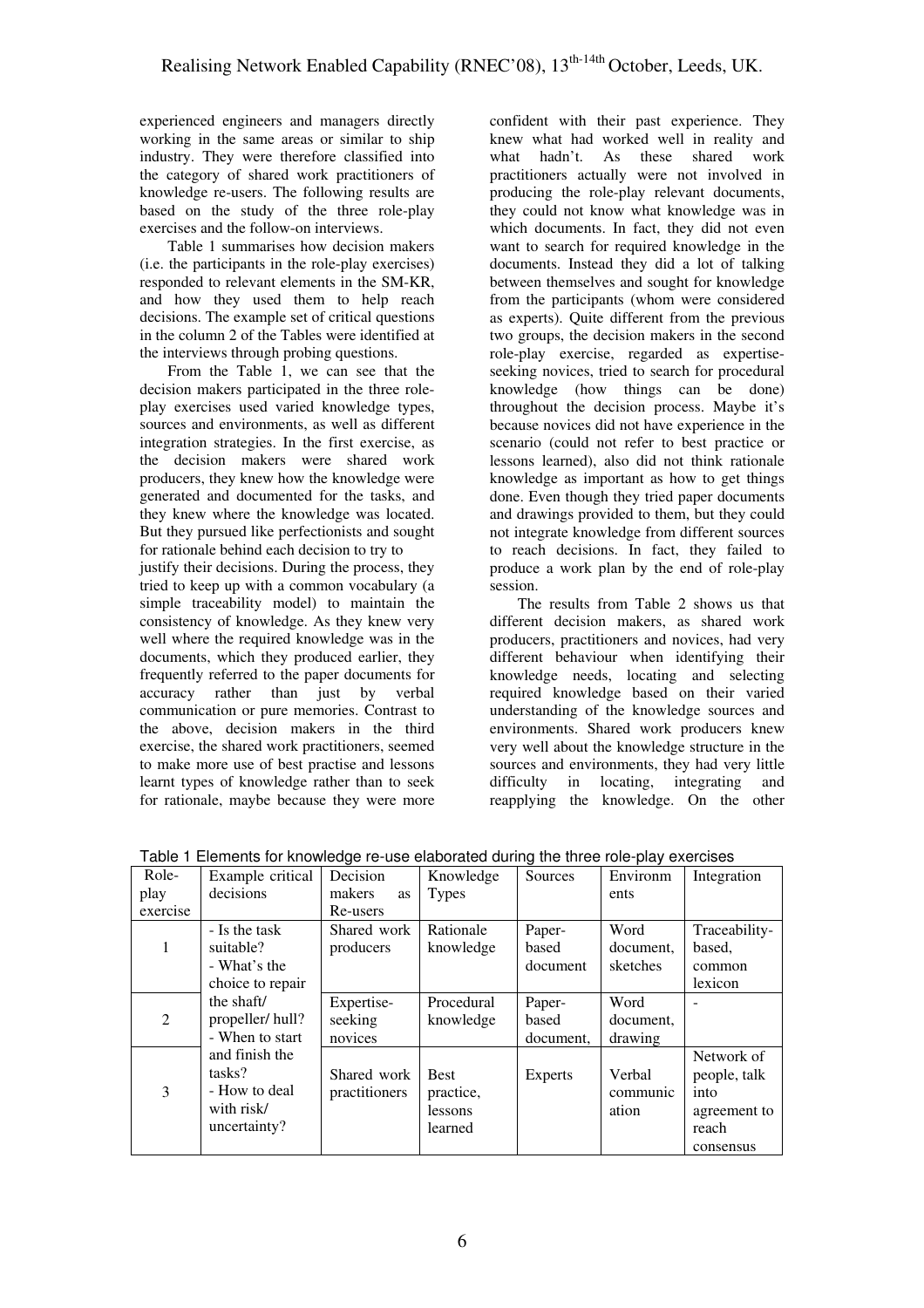experienced engineers and managers directly working in the same areas or similar to ship industry. They were therefore classified into the category of shared work practitioners of knowledge re-users. The following results are based on the study of the three role-play exercises and the follow-on interviews.

Table 1 summarises how decision makers (i.e. the participants in the role-play exercises) responded to relevant elements in the SM-KR, and how they used them to help reach decisions. The example set of critical questions in the column 2 of the Tables were identified at the interviews through probing questions.

From the Table 1, we can see that the decision makers participated in the three role-play exercises used varied knowledge types, sources and environments, as well as different integration strategies. In the first exercise, as the decision makers were shared work producers, they knew how the knowledge were generated and documented for the tasks, and they knew where the knowledge was located. But they pursued like perfectionists and sought for rationale behind each decision to try to justify their decisions. During the process, they tried to keep up with a common vocabulary (a simple traceability model) to maintain the consistency of knowledge. As they knew very well where the required knowledge was in the documents, which they produced earlier, they frequently referred to the paper documents for accuracy rather than just by verbal communication or pure memories. Contrast to the above, decision makers in the third exercise, the shared work practitioners, seemed to make more use of best practise and lessons learnt types of knowledge rather than to seek for rationale, maybe because they were more confident with their past experience. They knew what had worked well in reality and what hadn't. As these shared work practitioners actually were not involved in producing the role-play relevant documents, they could not know what knowledge was in which documents. In fact, they did not even want to search for required knowledge in the documents. Instead they did a lot of talking between themselves and sought for knowledge from the participants (whom were considered as experts). Quite different from the previous two groups, the decision makers in the second role-play exercise, regarded as expertise-seeking novices, tried to search for procedural knowledge (how things can be done) throughout the decision process. Maybe it's because novices did not have experience in the scenario (could not refer to best practice or lessons learned), also did not think rationale knowledge as important as how to get things done. Even though they tried paper documents and drawings provided to them, but they could not integrate knowledge from different sources to reach decisions. In fact, they failed to produce a work plan by the end of role-play session.

The results from Table 2 shows us that different decision makers, as shared work producers, practitioners and novices, had very different behaviour when identifying their knowledge needs, locating and selecting required knowledge based on their varied understanding of the knowledge sources and environments. Shared work producers knew very well about the knowledge structure in the sources and environments, they had very little difficulty in locating, integrating and reapplying the knowledge. On the other

Table 1 Elements for knowledge re-use elaborated during the three role-play exercises

| Role-play exercise | Example critical decisions | Decision makers as Re-users | Knowledge Types | Sources | Environments | Integration |
|---|---|---|---|---|---|---|
| 1 | - Is the task suitable?<br>- What's the choice to repair the shaft/ propeller/ hull?<br>- When to start and finish the tasks?<br>- How to deal with risk/ uncertainty? | Shared work producers | Rationale knowledge | Paper-based document | Word document, sketches | Traceability-based, common lexicon |
| 2 | | Expertise-seeking novices | Procedural knowledge | Paper-based document, | Word document, drawing | - |
| 3 | | Shared work practitioners | Best practice, lessons learned | Experts | Verbal communication | Network of people, talk into agreement to reach consensus |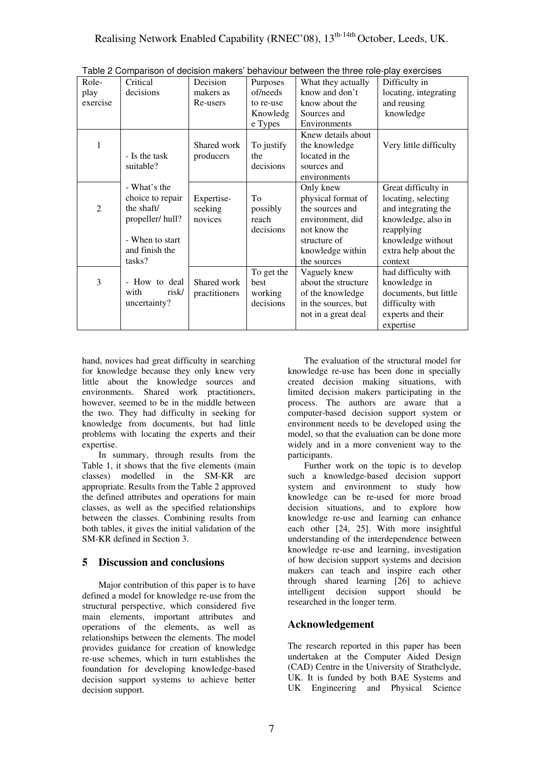Table 2 Comparison of decision makers' behaviour between the three role-play exercises

| Role-play exercise | Critical decisions | Decision makers as Re-users | Purposes of/needs to re-use Knowledge Types | What they actually know and don't know about the Sources and Environments | Difficulty in locating, integrating and reusing knowledge |
|---|---|---|---|---|---|
| 1 | - Is the task suitable?<br>- What's the choice to repair the shaft/ propeller/ hull?<br>- When to start and finish the tasks?<br>- How to deal with risk/ uncertainty? | Shared work producers | To justify the decisions | Knew details about the knowledge located in the sources and environments | Very little difficulty |
| 2 | | Expertise-seeking novices | To possibly reach decisions | Only knew physical format of the sources and environment, did not know the structure of knowledge within the sources | Great difficulty in locating, selecting and integrating the knowledge, also in reapplying knowledge without extra help about the context |
| 3 | | Shared work practitioners | To get the best working decisions | Vaguely knew about the structure of the knowledge in the sources, but not in a great deal | had difficulty with knowledge in documents, but little difficulty with experts and their expertise |

hand, novices had great difficulty in searching for knowledge because they only knew very little about the knowledge sources and environments. Shared work practitioners, however, seemed to be in the middle between the two. They had difficulty in seeking for knowledge from documents, but had little problems with locating the experts and their expertise.

In summary, through results from the Table 1, it shows that the five elements (main classes) modelled in the SM-KR are appropriate. Results from the Table 2 approved the defined attributes and operations for main classes, as well as the specified relationships between the classes. Combining results from both tables, it gives the initial validation of the SM-KR defined in Section 3.

## 5 Discussion and conclusions

Major contribution of this paper is to have defined a model for knowledge re-use from the structural perspective, which considered five main elements, important attributes and operations of the elements, as well as relationships between the elements. The model provides guidance for creation of knowledge re-use schemes, which in turn establishes the foundation for developing knowledge-based decision support systems to achieve better decision support.

The evaluation of the structural model for knowledge re-use has been done in specially created decision making situations, with limited decision makers participating in the process. The authors are aware that a computer-based decision support system or environment needs to be developed using the model, so that the evaluation can be done more widely and in a more convenient way to the participants.

Further work on the topic is to develop such a knowledge-based decision support system and environment to study how knowledge can be re-used for more broad decision situations, and to explore how knowledge re-use and learning can enhance each other [24, 25]. With more insightful understanding of the interdependence between knowledge re-use and learning, investigation of how decision support systems and decision makers can teach and inspire each other through shared learning [26] to achieve intelligent decision support should be researched in the longer term.

## Acknowledgement

The research reported in this paper has been undertaken at the Computer Aided Design (CAD) Centre in the University of Strathclyde, UK. It is funded by both BAE Systems and UK Engineering and Physical Science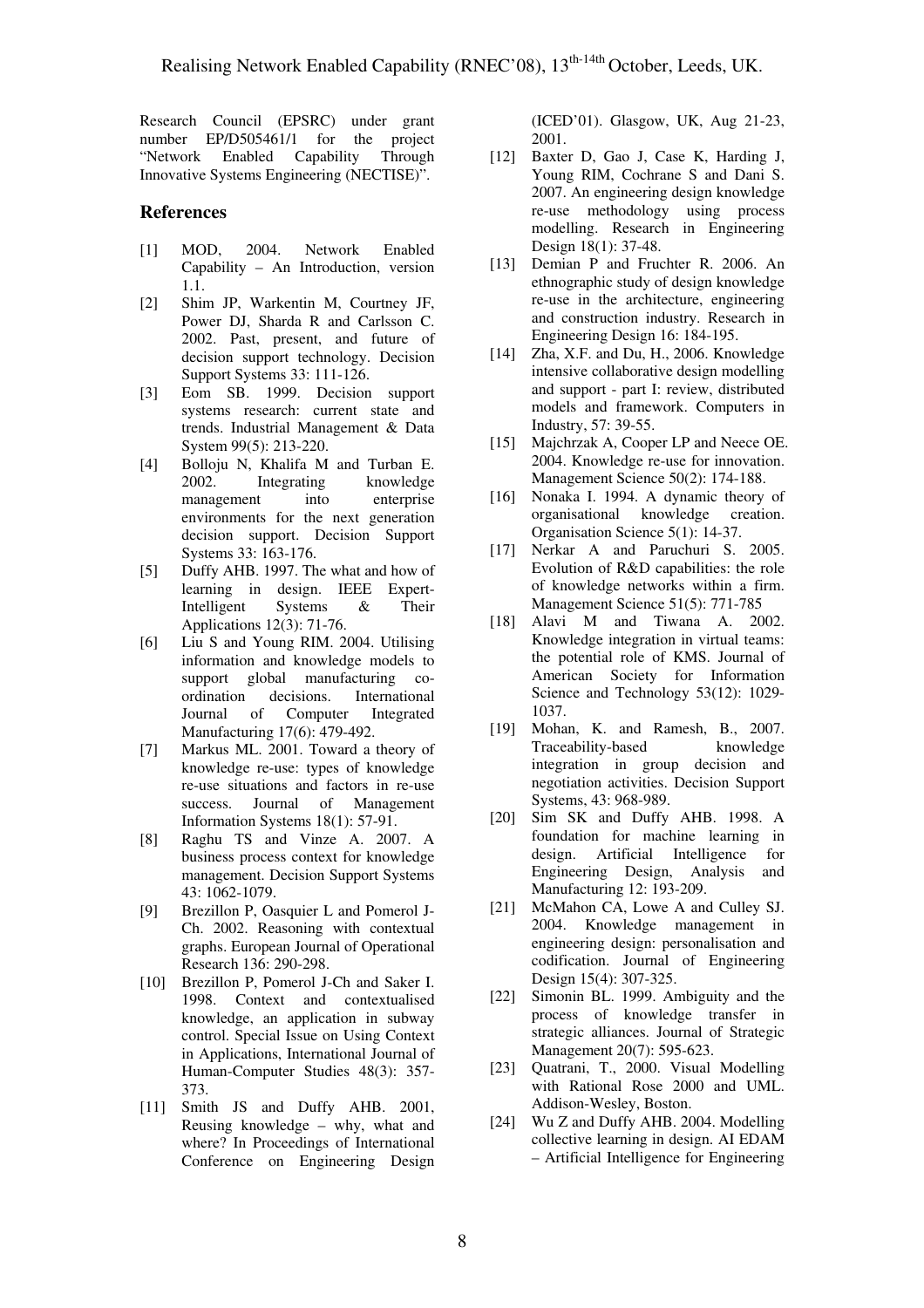Research Council (EPSRC) under grant number EP/D505461/1 for the project "Network Enabled Capability Through Innovative Systems Engineering (NECTISE)".

## References

- [1] MOD, 2004. Network Enabled Capability – An Introduction, version 1.1.
- [2] Shim JP, Warkentin M, Courtney JF, Power DJ, Sharda R and Carlsson C. 2002. Past, present, and future of decision support technology. Decision Support Systems 33: 111-126.
- [3] Eom SB. 1999. Decision support systems research: current state and trends. Industrial Management & Data System 99(5): 213-220.
- [4] Bolloju N, Khalifa M and Turban E. 2002. Integrating knowledge management into enterprise environments for the next generation decision support. Decision Support Systems 33: 163-176.
- [5] Duffy AHB. 1997. The what and how of learning in design. IEEE Expert-Intelligent Systems & Their Applications 12(3): 71-76.
- [6] Liu S and Young RIM. 2004. Utilising information and knowledge models to support global manufacturing co-ordination decisions. International Journal of Computer Integrated Manufacturing 17(6): 479-492.
- [7] Markus ML. 2001. Toward a theory of knowledge re-use: types of knowledge re-use situations and factors in re-use success. Journal of Management Information Systems 18(1): 57-91.
- [8] Raghu TS and Vinze A. 2007. A business process context for knowledge management. Decision Support Systems 43: 1062-1079.
- [9] Brezillon P, Oasquier L and Pomerol J-Ch. 2002. Reasoning with contextual graphs. European Journal of Operational Research 136: 290-298.
- [10] Brezillon P, Pomerol J-Ch and Saker I. 1998. Context and contextualised knowledge, an application in subway control. Special Issue on Using Context in Applications, International Journal of Human-Computer Studies 48(3): 357-373.
- [11] Smith JS and Duffy AHB. 2001, Reusing knowledge – why, what and where? In Proceedings of International Conference on Engineering Design (ICED'01). Glasgow, UK, Aug 21-23, 2001.
- [12] Baxter D, Gao J, Case K, Harding J, Young RIM, Cochrane S and Dani S. 2007. An engineering design knowledge re-use methodology using process modelling. Research in Engineering Design 18(1): 37-48.
- [13] Demian P and Fruchter R. 2006. An ethnographic study of design knowledge re-use in the architecture, engineering and construction industry. Research in Engineering Design 16: 184-195.
- [14] Zha, X.F. and Du, H., 2006. Knowledge intensive collaborative design modelling and support - part I: review, distributed models and framework. Computers in Industry, 57: 39-55.
- [15] Majchrzak A, Cooper LP and Neece OE. 2004. Knowledge re-use for innovation. Management Science 50(2): 174-188.
- [16] Nonaka I. 1994. A dynamic theory of organisational knowledge creation. Organisation Science 5(1): 14-37.
- [17] Nerkar A and Paruchuri S. 2005. Evolution of R&D capabilities: the role of knowledge networks within a firm. Management Science 51(5): 771-785
- [18] Alavi M and Tiwana A. 2002. Knowledge integration in virtual teams: the potential role of KMS. Journal of American Society for Information Science and Technology 53(12): 1029-1037.
- [19] Mohan, K. and Ramesh, B., 2007. Traceability-based knowledge integration in group decision and negotiation activities. Decision Support Systems, 43: 968-989.
- [20] Sim SK and Duffy AHB. 1998. A foundation for machine learning in design. Artificial Intelligence for Engineering Design, Analysis and Manufacturing 12: 193-209.
- [21] McMahon CA, Lowe A and Culley SJ. 2004. Knowledge management in engineering design: personalisation and codification. Journal of Engineering Design 15(4): 307-325.
- [22] Simonin BL. 1999. Ambiguity and the process of knowledge transfer in strategic alliances. Journal of Strategic Management 20(7): 595-623.
- [23] Quatrani, T., 2000. Visual Modelling with Rational Rose 2000 and UML. Addison-Wesley, Boston.
- [24] Wu Z and Duffy AHB. 2004. Modelling collective learning in design. AI EDAM – Artificial Intelligence for Engineering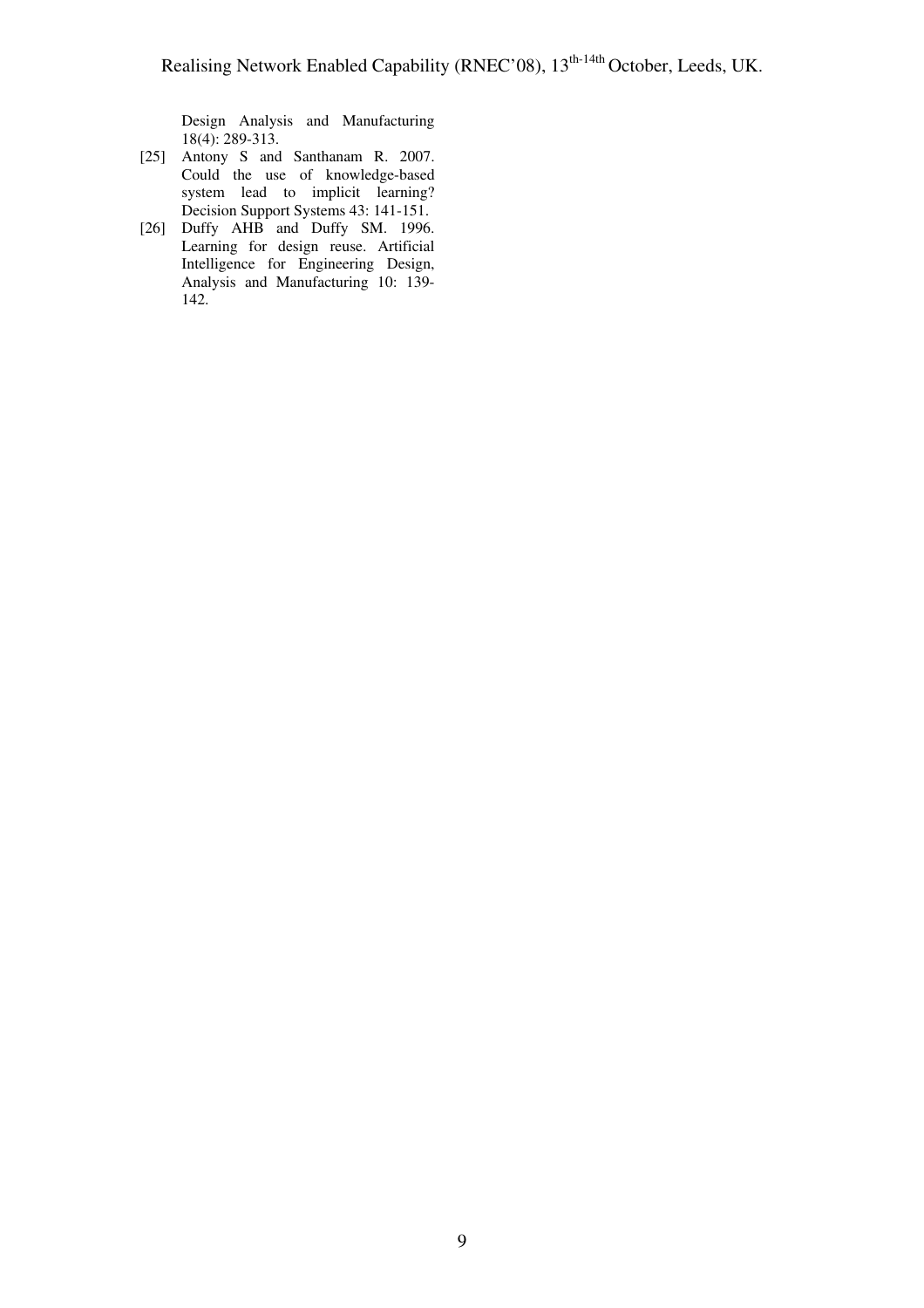Design Analysis and Manufacturing 18(4): 289-313.

[25] Antony S and Santhanam R. 2007. Could the use of knowledge-based system lead to implicit learning? Decision Support Systems 43: 141-151.

[26] Duffy AHB and Duffy SM. 1996. Learning for design reuse. Artificial Intelligence for Engineering Design, Analysis and Manufacturing 10: 139-142.